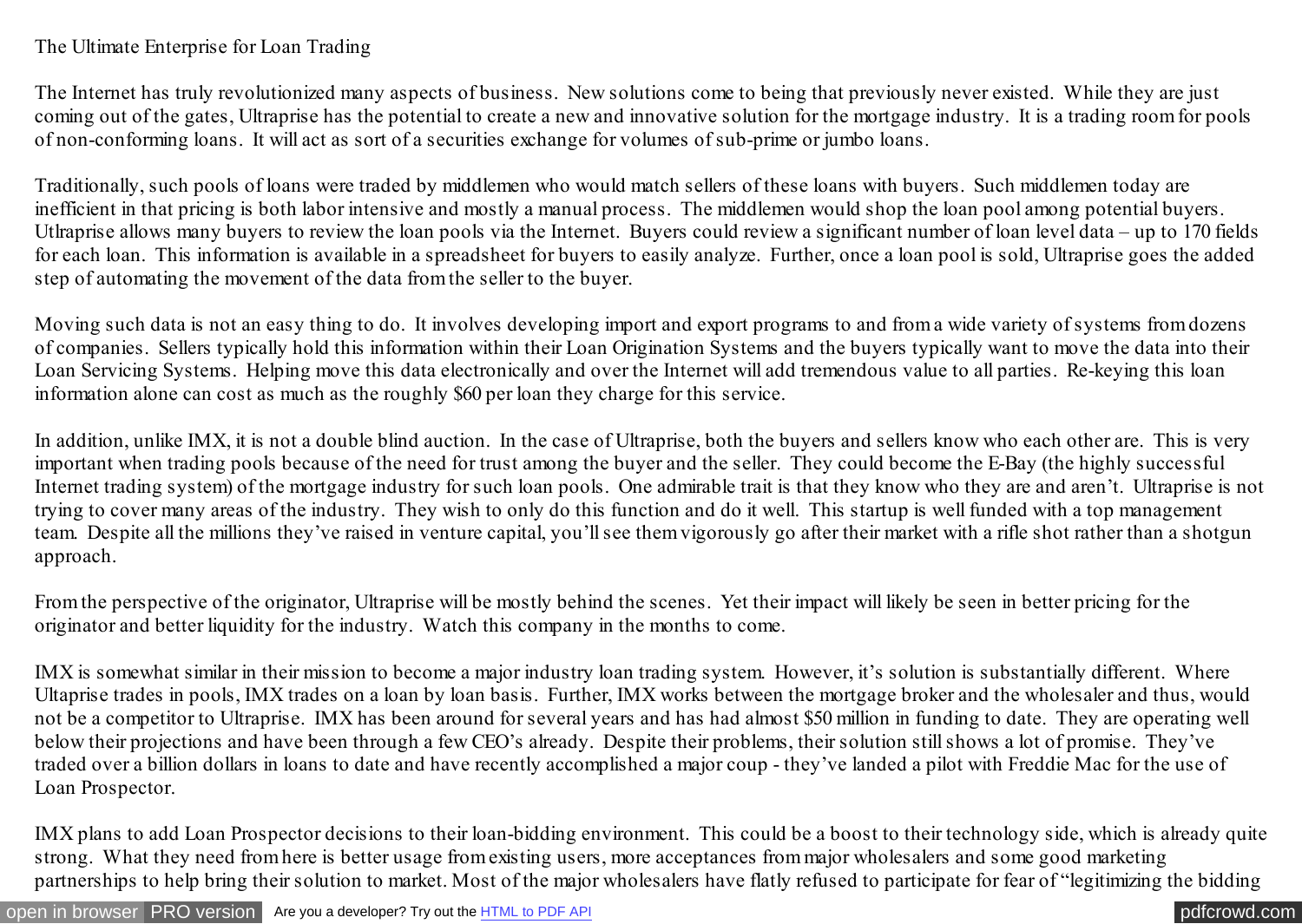The Ultimate Enterprise for Loan Trading

The Internet has truly revolutionized many aspects of business. New solutions come to being that previously never existed. While they are just coming out of the gates, Ultraprise has the potential to create a new and innovative solution for the mortgage industry. It is a trading room for pools of non-conforming loans. It will act as sort of a securities exchange for volumes of sub-prime or jumbo loans.

Traditionally, such pools of loans were traded by middlemen who would match sellers of these loans with buyers. Such middlemen today are inefficient in that pricing is both labor intensive and mostly a manual process. The middlemen would shop the loan pool among potential buyers. Utlraprise allows many buyers to review the loan pools via the Internet. Buyers could review a significant number of loan level data – up to 170 fields for each loan. This information is available in a spreadsheet for buyers to easily analyze. Further, once a loan pool is sold, Ultraprise goes the added step of automating the movement of the data from the seller to the buyer.

Moving such data is not an easy thing to do. It involves developing import and export programs to and from a wide variety of systems from dozens of companies. Sellers typically hold this information within their Loan Origination Systems and the buyers typically want to move the data into their Loan Servicing Systems. Helping move this data electronically and over the Internet will add tremendous value to all parties. Re-keying this loan information alone can cost as much as the roughly $60 per loan they charge for this service.

In addition, unlike IMX, it is not a double blind auction. In the case of Ultraprise, both the buyers and sellers know who each other are. This is very important when trading pools because of the need for trust among the buyer and the seller. They could become the E-Bay (the highly successful Internet trading system) of the mortgage industry for such loan pools. One admirable trait is that they know who they are and aren't. Ultraprise is not trying to cover many areas of the industry. They wish to only do this function and do it well. This startup is well funded with a top management team. Despite all the millions they've raised in venture capital, you'll see them vigorously go after their market with a rifle shot rather than a shotgun approach.

From the perspective of the originator, Ultraprise will be mostly behind the scenes. Yet their impact will likely be seen in better pricing for the originator and better liquidity for the industry. Watch this company in the months to come.

IMX is somewhat similar in their mission to become a major industry loan trading system. However, it's solution is substantially different. Where Ultaprise trades in pools, IMX trades on a loan by loan basis. Further, IMX works between the mortgage broker and the wholesaler and thus, would not be a competitor to Ultraprise. IMX has been around for several years and has had almost $50 million in funding to date. They are operating well below their projections and have been through a few CEO's already. Despite their problems, their solution still shows a lot of promise. They've traded over a billion dollars in loans to date and have recently accomplished a major coup - they've landed a pilot with Freddie Mac for the use of Loan Prospector.

IMX plans to add Loan Prospector decisions to their loan-bidding environment. This could be a boost to their technology side, which is already quite strong. What they need from here is better usage from existing users, more acceptances from major wholesalers and some good marketing partnerships to help bring their solution to market. Most of the major wholesalers have flatly refused to participate for fear of "legitimizing the bidding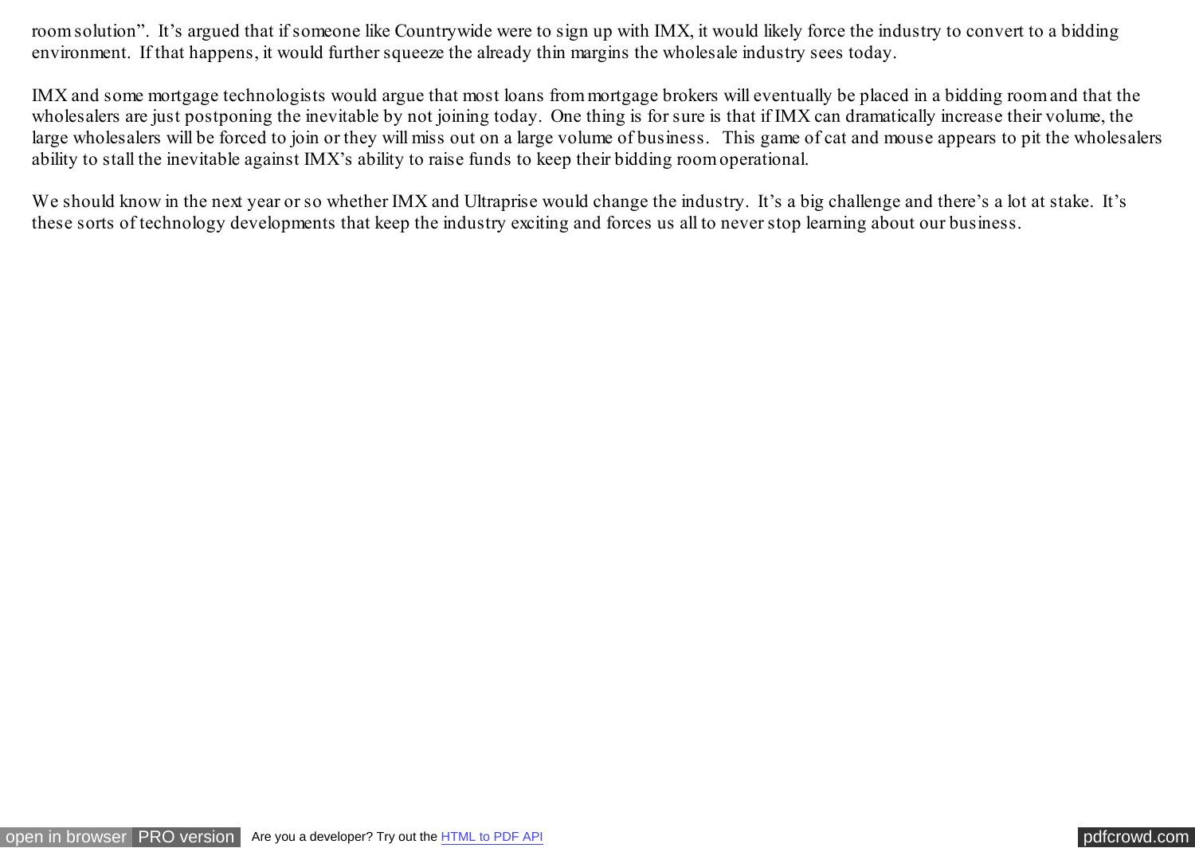room solution". It's argued that if someone like Countrywide were to sign up with IMX, it would likely force the industry to convert to a bidding environment. If that happens, it would further squeeze the already thin margins the wholesale industry sees today.

IMX and some mortgage technologists would argue that most loans from mortgage brokers will eventually be placed in a bidding room and that the wholesalers are just postponing the inevitable by not joining today. One thing is for sure is that if IMX can dramatically increase their volume, the large wholesalers will be forced to join or they will miss out on a large volume of business. This game of cat and mouse appears to pit the wholesalers ability to stall the inevitable against IMX's ability to raise funds to keep their bidding room operational.

We should know in the next year or so whether IMX and Ultraprise would change the industry. It's a big challenge and there's a lot at stake. It's these sorts of technology developments that keep the industry exciting and forces us all to never stop learning about our business.